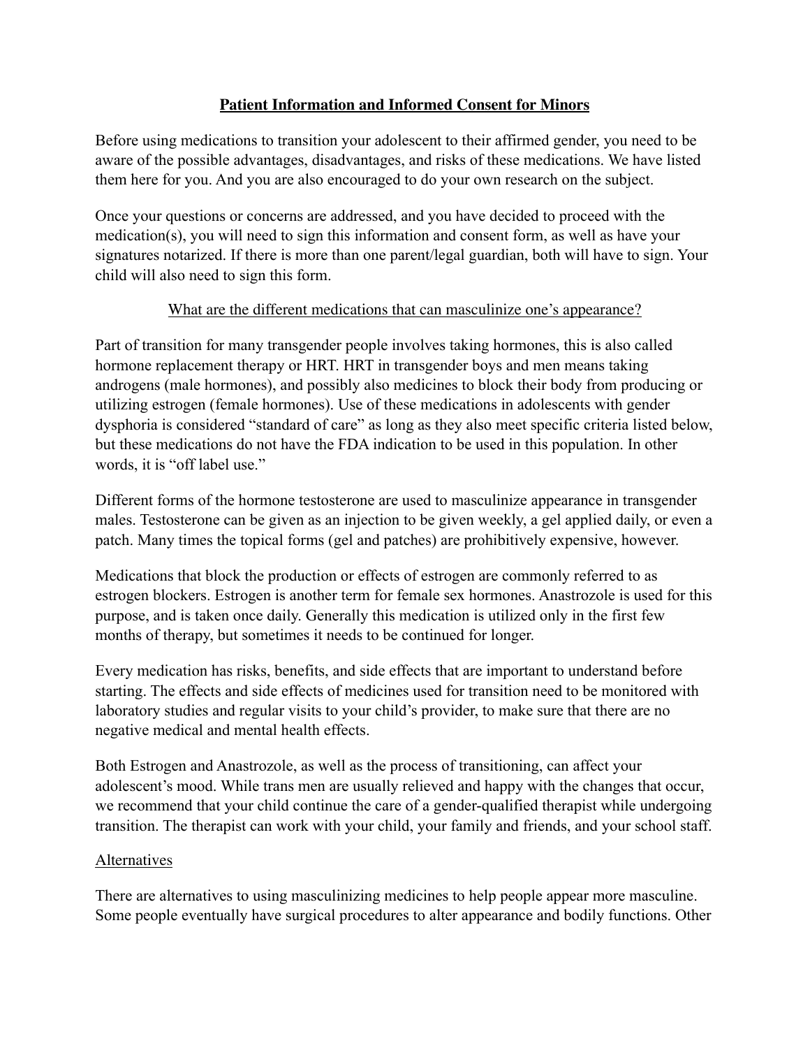# Patient Information and Informed Consent for Minors

Before using medications to transition your adolescent to their affirmed gender, you need to be aware of the possible advantages, disadvantages, and risks of these medications. We have listed them here for you. And you are also encouraged to do your own research on the subject.

Once your questions or concerns are addressed, and you have decided to proceed with the medication(s), you will need to sign this information and consent form, as well as have your signatures notarized. If there is more than one parent/legal guardian, both will have to sign. Your child will also need to sign this form.

## What are the different medications that can masculinize one's appearance?

Part of transition for many transgender people involves taking hormones, this is also called hormone replacement therapy or HRT. HRT in transgender boys and men means taking androgens (male hormones), and possibly also medicines to block their body from producing or utilizing estrogen (female hormones). Use of these medications in adolescents with gender dysphoria is considered "standard of care" as long as they also meet specific criteria listed below, but these medications do not have the FDA indication to be used in this population. In other words, it is "off label use."

Different forms of the hormone testosterone are used to masculinize appearance in transgender males. Testosterone can be given as an injection to be given weekly, a gel applied daily, or even a patch. Many times the topical forms (gel and patches) are prohibitively expensive, however.

Medications that block the production or effects of estrogen are commonly referred to as estrogen blockers. Estrogen is another term for female sex hormones. Anastrozole is used for this purpose, and is taken once daily. Generally this medication is utilized only in the first few months of therapy, but sometimes it needs to be continued for longer.

Every medication has risks, benefits, and side effects that are important to understand before starting. The effects and side effects of medicines used for transition need to be monitored with laboratory studies and regular visits to your child's provider, to make sure that there are no negative medical and mental health effects.

Both Estrogen and Anastrozole, as well as the process of transitioning, can affect your adolescent's mood. While trans men are usually relieved and happy with the changes that occur, we recommend that your child continue the care of a gender-qualified therapist while undergoing transition. The therapist can work with your child, your family and friends, and your school staff.

## Alternatives

There are alternatives to using masculinizing medicines to help people appear more masculine. Some people eventually have surgical procedures to alter appearance and bodily functions. Other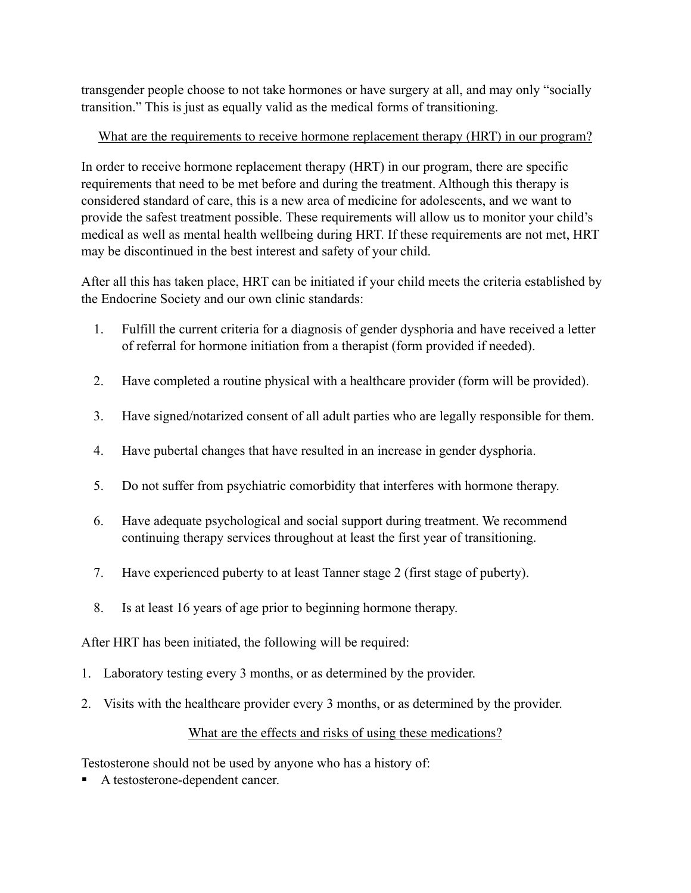transgender people choose to not take hormones or have surgery at all, and may only "socially transition." This is just as equally valid as the medical forms of transitioning.

## What are the requirements to receive hormone replacement therapy (HRT) in our program?

In order to receive hormone replacement therapy (HRT) in our program, there are specific requirements that need to be met before and during the treatment. Although this therapy is considered standard of care, this is a new area of medicine for adolescents, and we want to provide the safest treatment possible. These requirements will allow us to monitor your child's medical as well as mental health wellbeing during HRT. If these requirements are not met, HRT may be discontinued in the best interest and safety of your child.

After all this has taken place, HRT can be initiated if your child meets the criteria established by the Endocrine Society and our own clinic standards:

1. Fulfill the current criteria for a diagnosis of gender dysphoria and have received a letter of referral for hormone initiation from a therapist (form provided if needed).
2. Have completed a routine physical with a healthcare provider (form will be provided).
3. Have signed/notarized consent of all adult parties who are legally responsible for them.
4. Have pubertal changes that have resulted in an increase in gender dysphoria.
5. Do not suffer from psychiatric comorbidity that interferes with hormone therapy.
6. Have adequate psychological and social support during treatment. We recommend continuing therapy services throughout at least the first year of transitioning.
7. Have experienced puberty to at least Tanner stage 2 (first stage of puberty).
8. Is at least 16 years of age prior to beginning hormone therapy.

After HRT has been initiated, the following will be required:

1. Laboratory testing every 3 months, or as determined by the provider.
2. Visits with the healthcare provider every 3 months, or as determined by the provider.

## What are the effects and risks of using these medications?

Testosterone should not be used by anyone who has a history of:

- A testosterone-dependent cancer.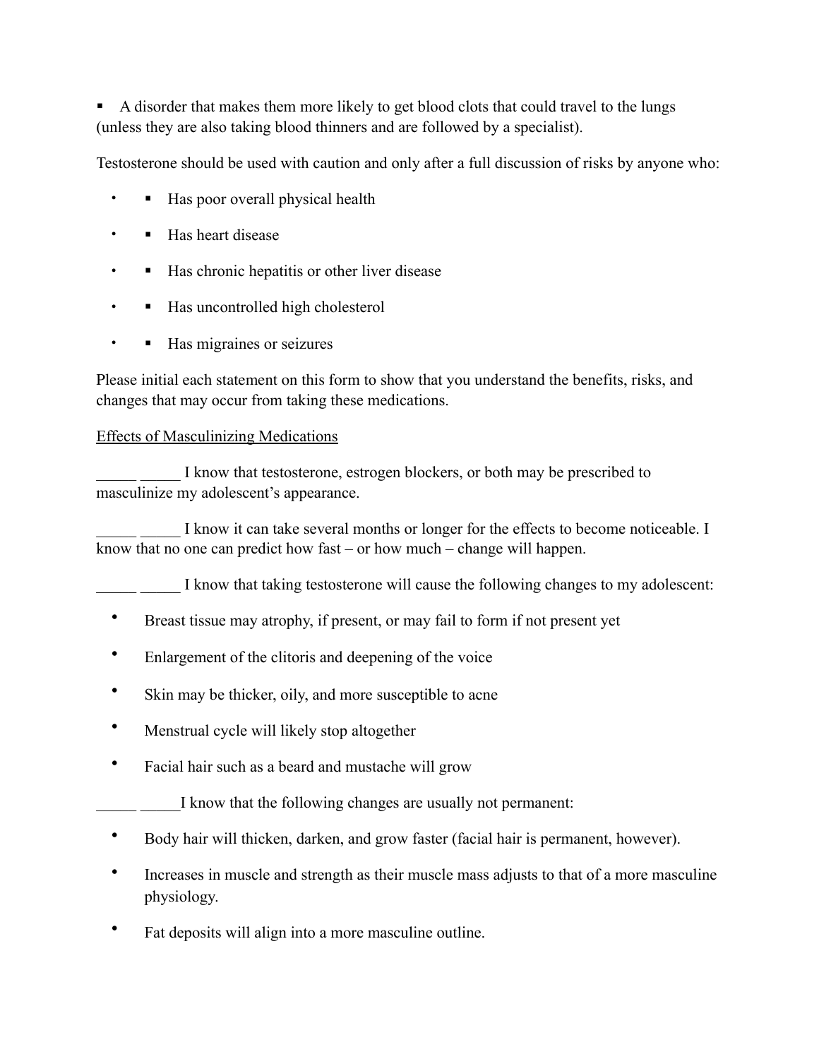- A disorder that makes them more likely to get blood clots that could travel to the lungs (unless they are also taking blood thinners and are followed by a specialist).

Testosterone should be used with caution and only after a full discussion of risks by anyone who:

- Has poor overall physical health
- Has heart disease
- Has chronic hepatitis or other liver disease
- Has uncontrolled high cholesterol
- Has migraines or seizures

Please initial each statement on this form to show that you understand the benefits, risks, and changes that may occur from taking these medications.

Effects of Masculinizing Medications

_____ _____ I know that testosterone, estrogen blockers, or both may be prescribed to masculinize my adolescent's appearance.

_____ _____ I know it can take several months or longer for the effects to become noticeable. I know that no one can predict how fast – or how much – change will happen.

_____ _____ I know that taking testosterone will cause the following changes to my adolescent:

- Breast tissue may atrophy, if present, or may fail to form if not present yet
- Enlargement of the clitoris and deepening of the voice
- Skin may be thicker, oily, and more susceptible to acne
- Menstrual cycle will likely stop altogether
- Facial hair such as a beard and mustache will grow

_____ _____I know that the following changes are usually not permanent:

- Body hair will thicken, darken, and grow faster (facial hair is permanent, however).
- Increases in muscle and strength as their muscle mass adjusts to that of a more masculine physiology.
- Fat deposits will align into a more masculine outline.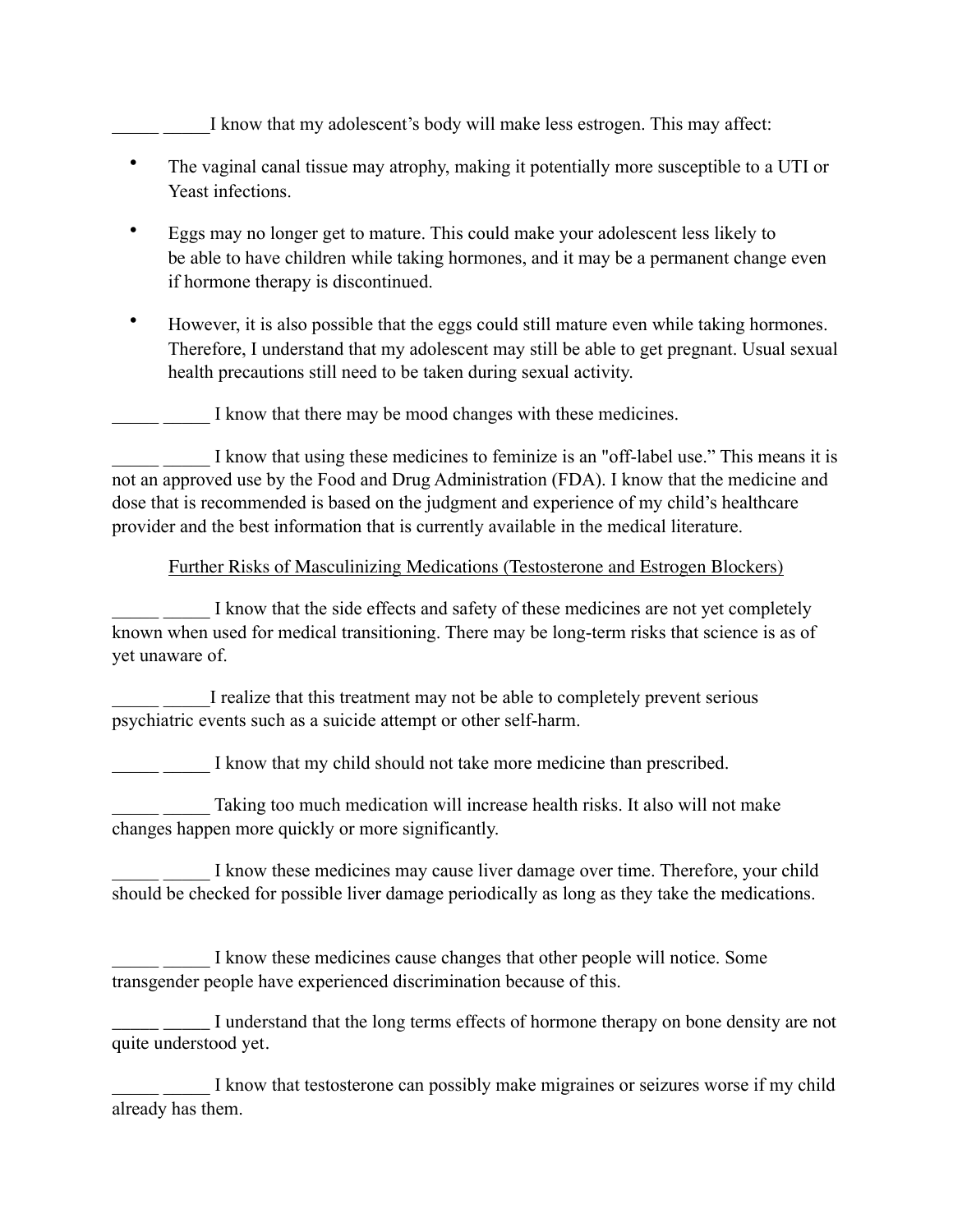_____ _____I know that my adolescent's body will make less estrogen. This may affect:

- The vaginal canal tissue may atrophy, making it potentially more susceptible to a UTI or Yeast infections.
- Eggs may no longer get to mature. This could make your adolescent less likely to be able to have children while taking hormones, and it may be a permanent change even if hormone therapy is discontinued.
- However, it is also possible that the eggs could still mature even while taking hormones. Therefore, I understand that my adolescent may still be able to get pregnant. Usual sexual health precautions still need to be taken during sexual activity.

_____ _____ I know that there may be mood changes with these medicines.

_____ _____ I know that using these medicines to feminize is an "off-label use." This means it is not an approved use by the Food and Drug Administration (FDA). I know that the medicine and dose that is recommended is based on the judgment and experience of my child's healthcare provider and the best information that is currently available in the medical literature.

Further Risks of Masculinizing Medications (Testosterone and Estrogen Blockers)

_____ _____ I know that the side effects and safety of these medicines are not yet completely known when used for medical transitioning. There may be long-term risks that science is as of yet unaware of.

_____ _____I realize that this treatment may not be able to completely prevent serious psychiatric events such as a suicide attempt or other self-harm.

_____ _____ I know that my child should not take more medicine than prescribed.

_____ _____ Taking too much medication will increase health risks. It also will not make changes happen more quickly or more significantly.

_____ _____ I know these medicines may cause liver damage over time. Therefore, your child should be checked for possible liver damage periodically as long as they take the medications.

_____ _____ I know these medicines cause changes that other people will notice. Some transgender people have experienced discrimination because of this.

_____ _____ I understand that the long terms effects of hormone therapy on bone density are not quite understood yet.

_____ _____ I know that testosterone can possibly make migraines or seizures worse if my child already has them.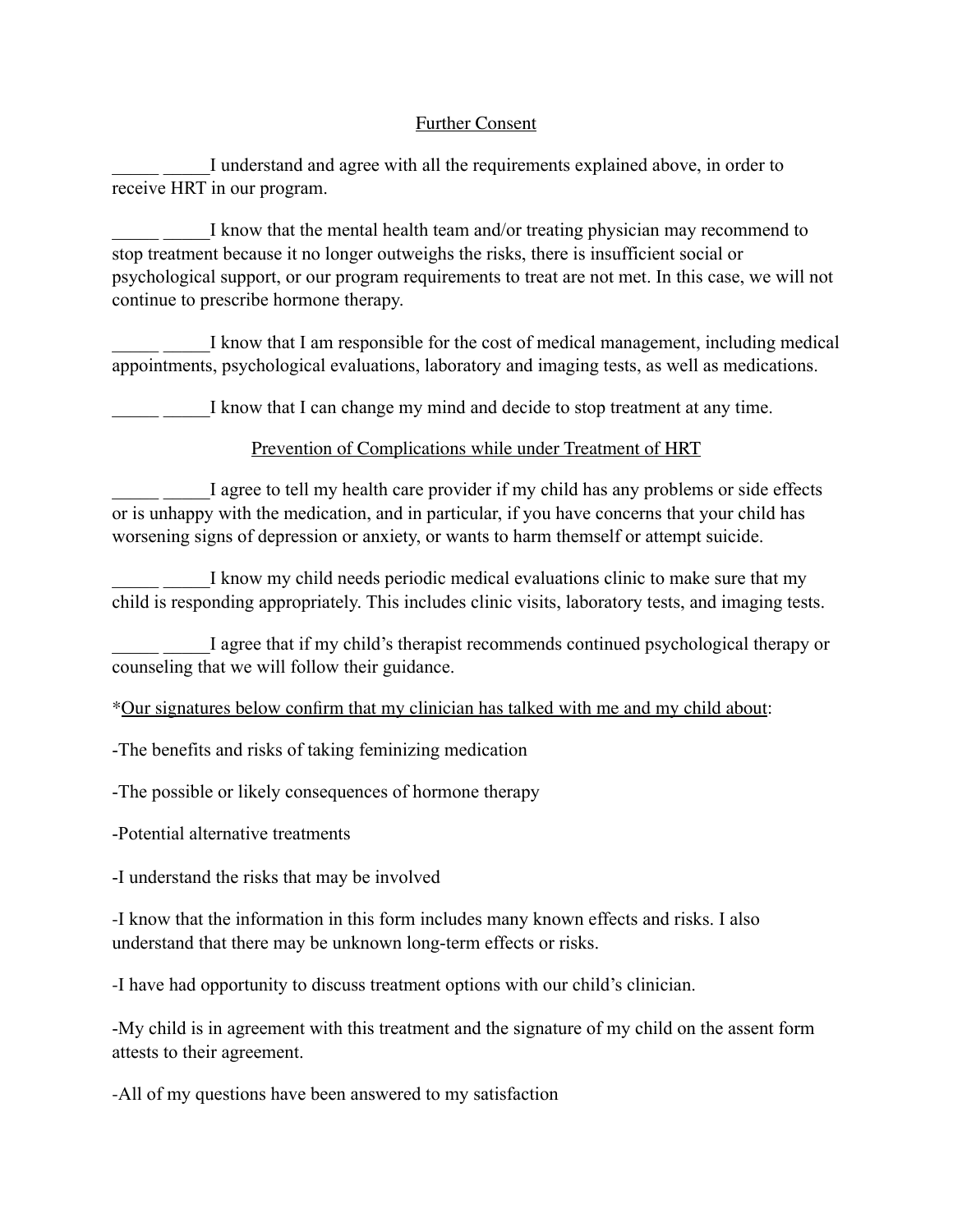## Further Consent

_____ _____I understand and agree with all the requirements explained above, in order to receive HRT in our program.

_____ _____I know that the mental health team and/or treating physician may recommend to stop treatment because it no longer outweighs the risks, there is insufficient social or psychological support, or our program requirements to treat are not met. In this case, we will not continue to prescribe hormone therapy.

_____ _____I know that I am responsible for the cost of medical management, including medical appointments, psychological evaluations, laboratory and imaging tests, as well as medications.

_____ _____I know that I can change my mind and decide to stop treatment at any time.

## Prevention of Complications while under Treatment of HRT

_____ _____I agree to tell my health care provider if my child has any problems or side effects or is unhappy with the medication, and in particular, if you have concerns that your child has worsening signs of depression or anxiety, or wants to harm themself or attempt suicide.

_____ _____I know my child needs periodic medical evaluations clinic to make sure that my child is responding appropriately. This includes clinic visits, laboratory tests, and imaging tests.

_____ _____I agree that if my child's therapist recommends continued psychological therapy or counseling that we will follow their guidance.

*Our signatures below confirm that my clinician has talked with me and my child about:

-The benefits and risks of taking feminizing medication

-The possible or likely consequences of hormone therapy

-Potential alternative treatments

-I understand the risks that may be involved

-I know that the information in this form includes many known effects and risks. I also understand that there may be unknown long-term effects or risks.

-I have had opportunity to discuss treatment options with our child's clinician.

-My child is in agreement with this treatment and the signature of my child on the assent form attests to their agreement.

-All of my questions have been answered to my satisfaction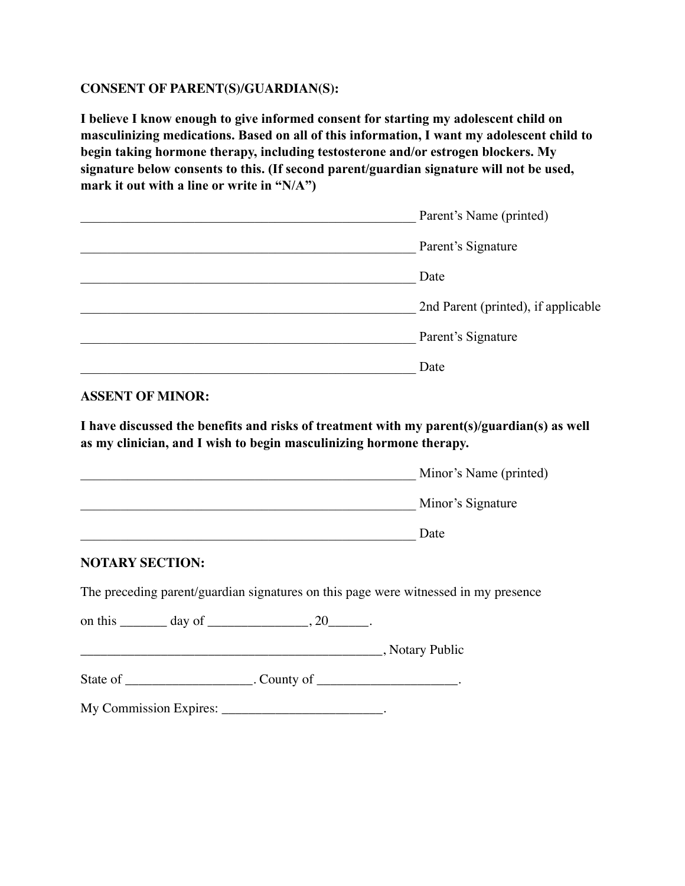**CONSENT OF PARENT(S)/GUARDIAN(S):**

**I believe I know enough to give informed consent for starting my adolescent child on masculinizing medications. Based on all of this information, I want my adolescent child to begin taking hormone therapy, including testosterone and/or estrogen blockers. My signature below consents to this. (If second parent/guardian signature will not be used, mark it out with a line or write in "N/A")**

_____________________________________________ Parent's Name (printed)

_____________________________________________ Parent's Signature

_____________________________________________ Date

_____________________________________________ 2nd Parent (printed), if applicable

_____________________________________________ Parent's Signature

_____________________________________________ Date

**ASSENT OF MINOR:**

**I have discussed the benefits and risks of treatment with my parent(s)/guardian(s) as well as my clinician, and I wish to begin masculinizing hormone therapy.**

_____________________________________________ Minor's Name (printed)

_____________________________________________ Minor's Signature

_____________________________________________ Date

**NOTARY SECTION:**

The preceding parent/guardian signatures on this page were witnessed in my presence

on this _______ day of _______________, 20______.

_______________________________________________, Notary Public

State of ___________________. County of _____________________.

My Commission Expires: ________________________.